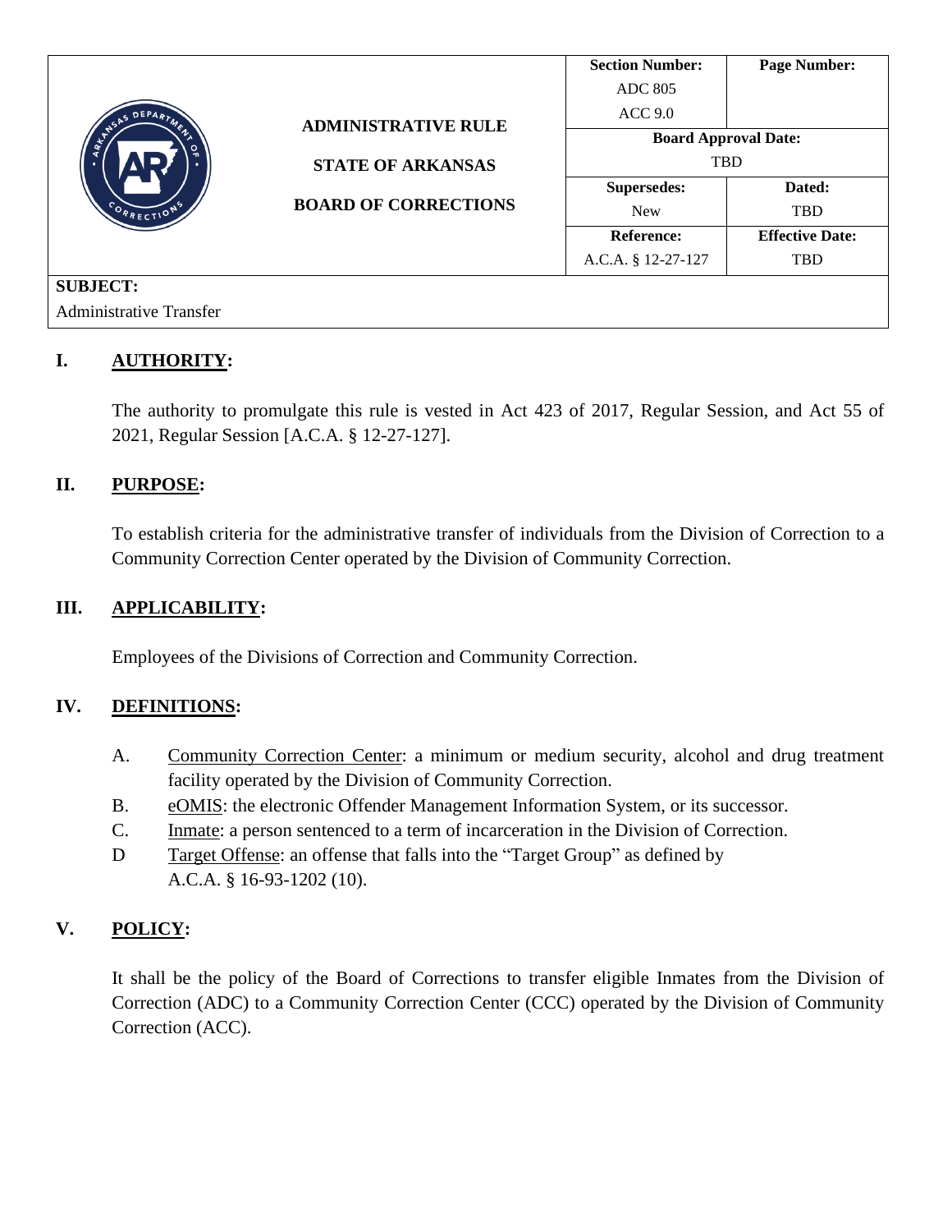| | | **Section Number:** | **Page Number:** |
|---|---|---|---|
| | **ADMINISTRATIVE RULE** | ADC 805<br>ACC 9.0 | |
| | **STATE OF ARKANSAS** | **Board Approval Date:** TBD | |
| | **BOARD OF CORRECTIONS** | **Supersedes:** New | **Dated:** TBD |
| | | **Reference:** A.C.A. § 12-27-127 | **Effective Date:** TBD |

**SUBJECT:**
Administrative Transfer

## I. AUTHORITY:

The authority to promulgate this rule is vested in Act 423 of 2017, Regular Session, and Act 55 of 2021, Regular Session [A.C.A. § 12-27-127].

## II. PURPOSE:

To establish criteria for the administrative transfer of individuals from the Division of Correction to a Community Correction Center operated by the Division of Community Correction.

## III. APPLICABILITY:

Employees of the Divisions of Correction and Community Correction.

## IV. DEFINITIONS:

A. Community Correction Center: a minimum or medium security, alcohol and drug treatment facility operated by the Division of Community Correction.
B. eOMIS: the electronic Offender Management Information System, or its successor.
C. Inmate: a person sentenced to a term of incarceration in the Division of Correction.
D Target Offense: an offense that falls into the "Target Group" as defined by A.C.A. § 16-93-1202 (10).

## V. POLICY:

It shall be the policy of the Board of Corrections to transfer eligible Inmates from the Division of Correction (ADC) to a Community Correction Center (CCC) operated by the Division of Community Correction (ACC).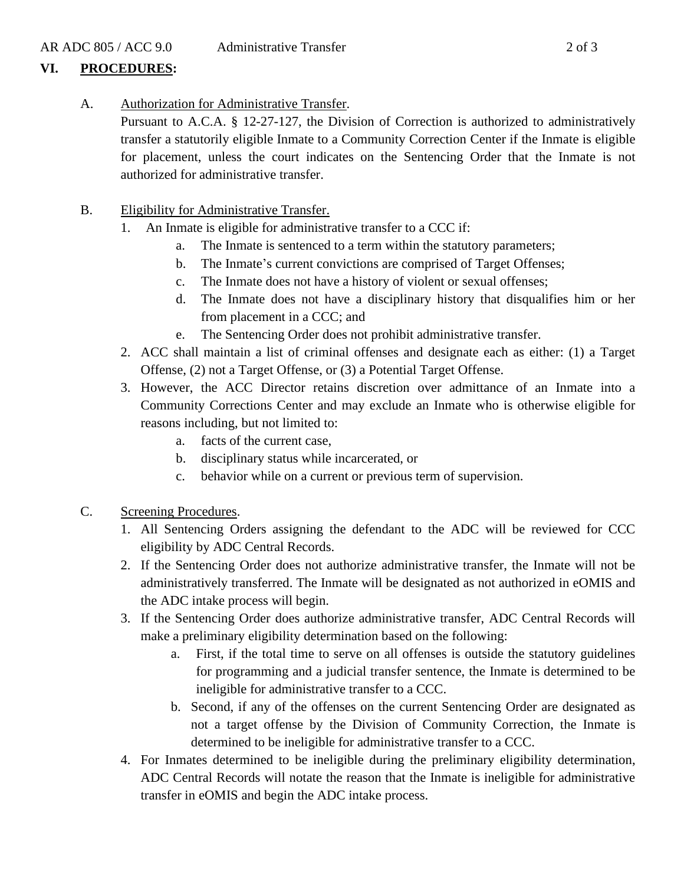## VI. PROCEDURES:

A. Authorization for Administrative Transfer.

Pursuant to A.C.A. § 12-27-127, the Division of Correction is authorized to administratively transfer a statutorily eligible Inmate to a Community Correction Center if the Inmate is eligible for placement, unless the court indicates on the Sentencing Order that the Inmate is not authorized for administrative transfer.

B. Eligibility for Administrative Transfer.

1. An Inmate is eligible for administrative transfer to a CCC if:
    a. The Inmate is sentenced to a term within the statutory parameters;
    b. The Inmate's current convictions are comprised of Target Offenses;
    c. The Inmate does not have a history of violent or sexual offenses;
    d. The Inmate does not have a disciplinary history that disqualifies him or her from placement in a CCC; and
    e. The Sentencing Order does not prohibit administrative transfer.
2. ACC shall maintain a list of criminal offenses and designate each as either: (1) a Target Offense, (2) not a Target Offense, or (3) a Potential Target Offense.
3. However, the ACC Director retains discretion over admittance of an Inmate into a Community Corrections Center and may exclude an Inmate who is otherwise eligible for reasons including, but not limited to:
    a. facts of the current case,
    b. disciplinary status while incarcerated, or
    c. behavior while on a current or previous term of supervision.

C. Screening Procedures.

1. All Sentencing Orders assigning the defendant to the ADC will be reviewed for CCC eligibility by ADC Central Records.
2. If the Sentencing Order does not authorize administrative transfer, the Inmate will not be administratively transferred. The Inmate will be designated as not authorized in eOMIS and the ADC intake process will begin.
3. If the Sentencing Order does authorize administrative transfer, ADC Central Records will make a preliminary eligibility determination based on the following:
    a. First, if the total time to serve on all offenses is outside the statutory guidelines for programming and a judicial transfer sentence, the Inmate is determined to be ineligible for administrative transfer to a CCC.
    b. Second, if any of the offenses on the current Sentencing Order are designated as not a target offense by the Division of Community Correction, the Inmate is determined to be ineligible for administrative transfer to a CCC.
4. For Inmates determined to be ineligible during the preliminary eligibility determination, ADC Central Records will notate the reason that the Inmate is ineligible for administrative transfer in eOMIS and begin the ADC intake process.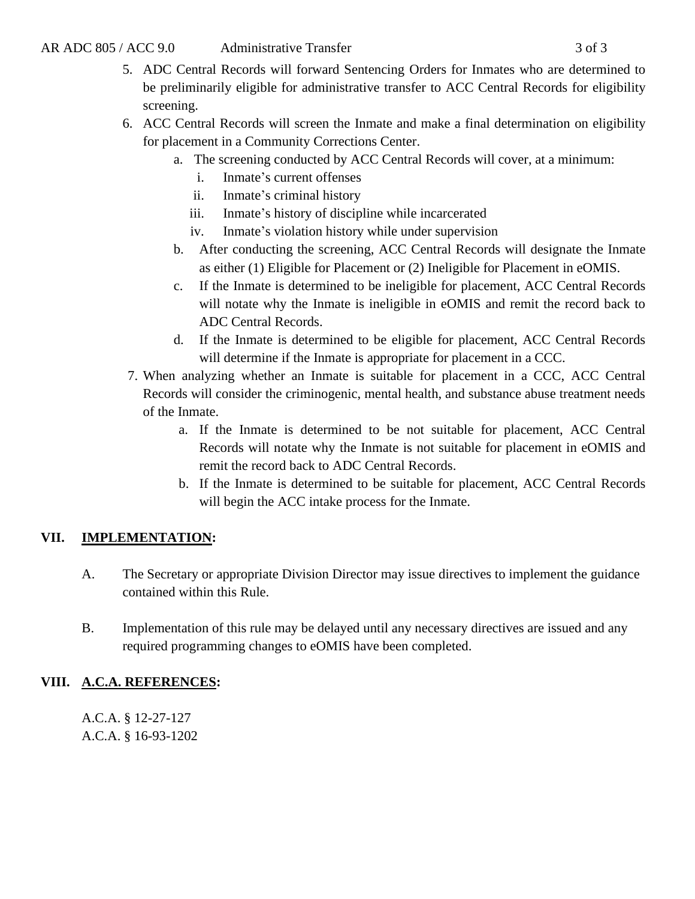5. ADC Central Records will forward Sentencing Orders for Inmates who are determined to be preliminarily eligible for administrative transfer to ACC Central Records for eligibility screening.
6. ACC Central Records will screen the Inmate and make a final determination on eligibility for placement in a Community Corrections Center.
   a. The screening conducted by ACC Central Records will cover, at a minimum:
      i. Inmate's current offenses
      ii. Inmate's criminal history
      iii. Inmate's history of discipline while incarcerated
      iv. Inmate's violation history while under supervision
   b. After conducting the screening, ACC Central Records will designate the Inmate as either (1) Eligible for Placement or (2) Ineligible for Placement in eOMIS.
   c. If the Inmate is determined to be ineligible for placement, ACC Central Records will notate why the Inmate is ineligible in eOMIS and remit the record back to ADC Central Records.
   d. If the Inmate is determined to be eligible for placement, ACC Central Records will determine if the Inmate is appropriate for placement in a CCC.
7. When analyzing whether an Inmate is suitable for placement in a CCC, ACC Central Records will consider the criminogenic, mental health, and substance abuse treatment needs of the Inmate.
   a. If the Inmate is determined to be not suitable for placement, ACC Central Records will notate why the Inmate is not suitable for placement in eOMIS and remit the record back to ADC Central Records.
   b. If the Inmate is determined to be suitable for placement, ACC Central Records will begin the ACC intake process for the Inmate.

## VII. IMPLEMENTATION:

A. The Secretary or appropriate Division Director may issue directives to implement the guidance contained within this Rule.

B. Implementation of this rule may be delayed until any necessary directives are issued and any required programming changes to eOMIS have been completed.

## VIII. A.C.A. REFERENCES:

A.C.A. § 12-27-127
A.C.A. § 16-93-1202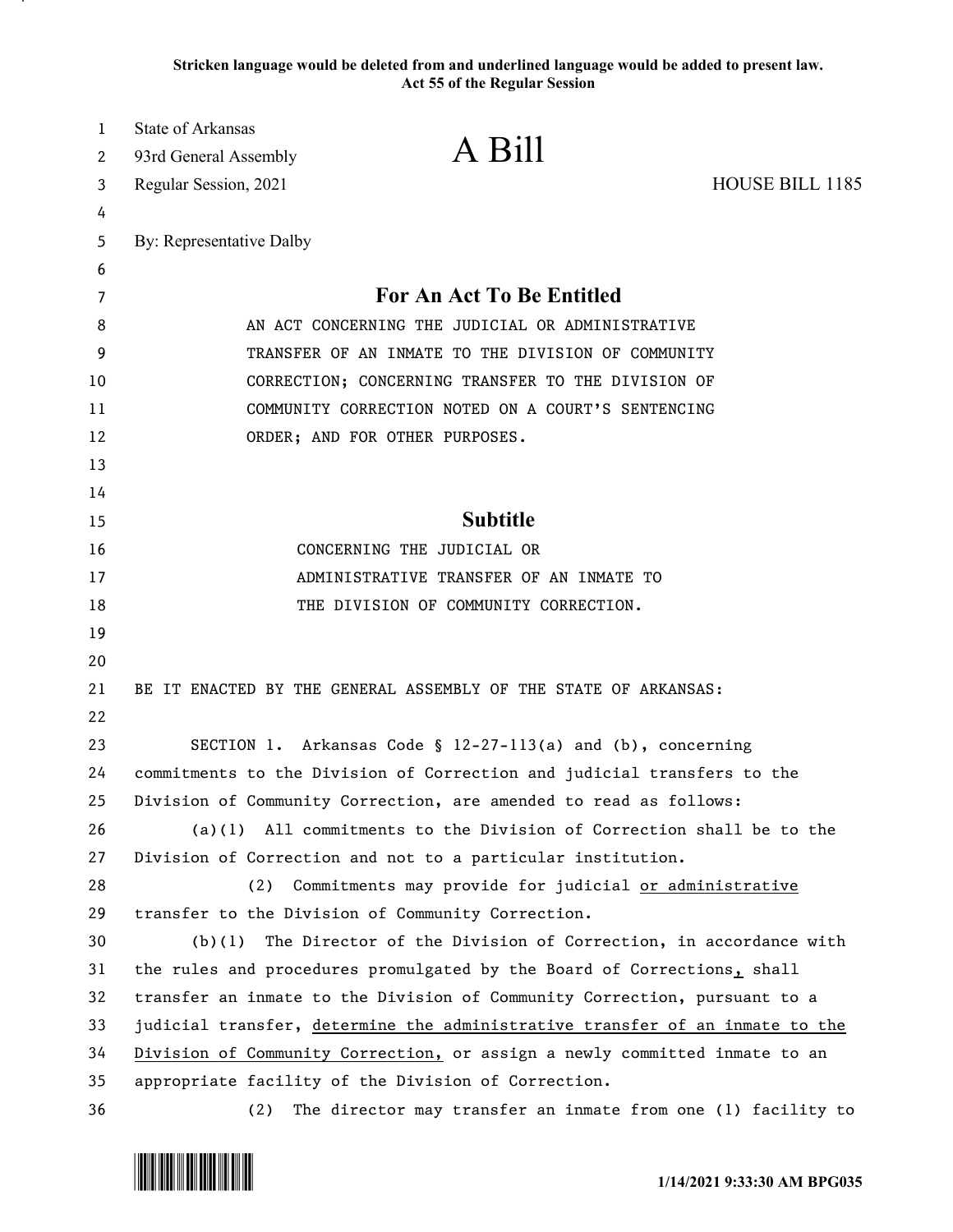**Stricken language would be deleted from and underlined language would be added to present law.**
**Act 55 of the Regular Session**

State of Arkansas
93rd General Assembly
Regular Session, 2021

# A Bill

HOUSE BILL 1185

By: Representative Dalby

## For An Act To Be Entitled

AN ACT CONCERNING THE JUDICIAL OR ADMINISTRATIVE TRANSFER OF AN INMATE TO THE DIVISION OF COMMUNITY CORRECTION; CONCERNING TRANSFER TO THE DIVISION OF COMMUNITY CORRECTION NOTED ON A COURT'S SENTENCING ORDER; AND FOR OTHER PURPOSES.

## Subtitle

CONCERNING THE JUDICIAL OR ADMINISTRATIVE TRANSFER OF AN INMATE TO THE DIVISION OF COMMUNITY CORRECTION.

BE IT ENACTED BY THE GENERAL ASSEMBLY OF THE STATE OF ARKANSAS:

SECTION 1. Arkansas Code § 12-27-113(a) and (b), concerning commitments to the Division of Correction and judicial transfers to the Division of Community Correction, are amended to read as follows:

(a)(1) All commitments to the Division of Correction shall be to the Division of Correction and not to a particular institution.

(2) Commitments may provide for judicial <u>or administrative</u> transfer to the Division of Community Correction.

(b)(1) The Director of the Division of Correction, in accordance with the rules and procedures promulgated by the Board of Corrections<u>,</u> shall transfer an inmate to the Division of Community Correction, pursuant to a judicial transfer, <u>determine the administrative transfer of an inmate to the Division of Community Correction,</u> or assign a newly committed inmate to an appropriate facility of the Division of Correction.

(2) The director may transfer an inmate from one (1) facility to

1/14/2021 9:33:30 AM BPG035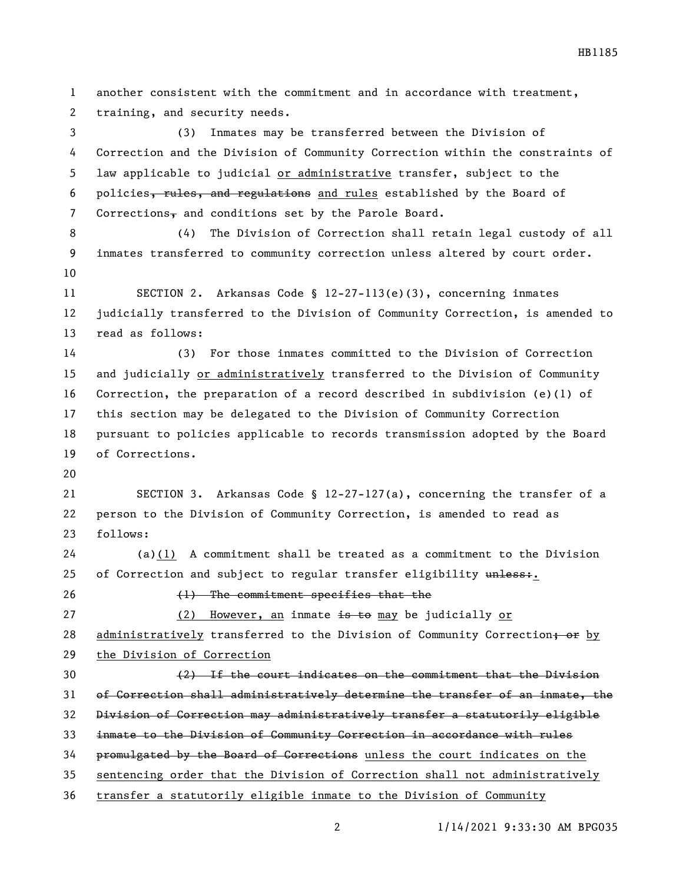another consistent with the commitment and in accordance with treatment, training, and security needs.

(3) Inmates may be transferred between the Division of Correction and the Division of Community Correction within the constraints of law applicable to judicial <u>or administrative</u> transfer, subject to the policies~~, rules, and regulations~~ <u>and rules</u> established by the Board of Corrections~~,~~ and conditions set by the Parole Board.

(4) The Division of Correction shall retain legal custody of all inmates transferred to community correction unless altered by court order.

SECTION 2. Arkansas Code § 12-27-113(e)(3), concerning inmates judicially transferred to the Division of Community Correction, is amended to read as follows:

(3) For those inmates committed to the Division of Correction and judicially <u>or administratively</u> transferred to the Division of Community Correction, the preparation of a record described in subdivision (e)(1) of this section may be delegated to the Division of Community Correction pursuant to policies applicable to records transmission adopted by the Board of Corrections.

SECTION 3. Arkansas Code § 12-27-127(a), concerning the transfer of a person to the Division of Community Correction, is amended to read as follows:

(a)<u>(1)</u> A commitment shall be treated as a commitment to the Division of Correction and subject to regular transfer eligibility ~~unless:~~<u>.</u>

~~(1) The commitment specifies that the~~

<u>(2) However, an</u> inmate ~~is to~~ <u>may</u> be judicially <u>or administratively</u> transferred to the Division of Community Correction~~; or~~ <u>by the Division of Correction</u>

~~(2) If the court indicates on the commitment that the Division of Correction shall administratively determine the transfer of an inmate, the Division of Correction may administratively transfer a statutorily eligible inmate to the Division of Community Correction in accordance with rules promulgated by the Board of Corrections~~ <u>unless the court indicates on the sentencing order that the Division of Correction shall not administratively transfer a statutorily eligible inmate to the Division of Community</u>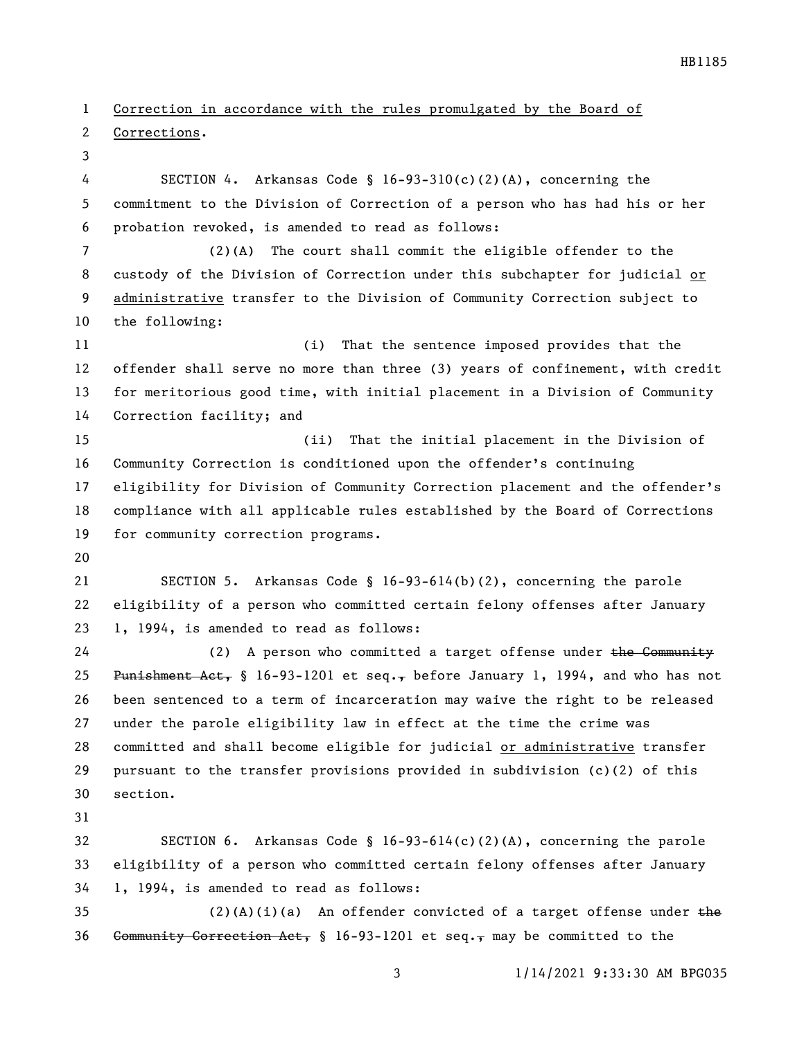Correction in accordance with the rules promulgated by the Board of Corrections.

SECTION 4. Arkansas Code § 16-93-310(c)(2)(A), concerning the commitment to the Division of Correction of a person who has had his or her probation revoked, is amended to read as follows:

(2)(A) The court shall commit the eligible offender to the custody of the Division of Correction under this subchapter for judicial or administrative transfer to the Division of Community Correction subject to the following:

(i) That the sentence imposed provides that the offender shall serve no more than three (3) years of confinement, with credit for meritorious good time, with initial placement in a Division of Community Correction facility; and

(ii) That the initial placement in the Division of Community Correction is conditioned upon the offender's continuing eligibility for Division of Community Correction placement and the offender's compliance with all applicable rules established by the Board of Corrections for community correction programs.

SECTION 5. Arkansas Code § 16-93-614(b)(2), concerning the parole eligibility of a person who committed certain felony offenses after January 1, 1994, is amended to read as follows:

(2) A person who committed a target offense under ~~the Community Punishment Act,~~ § 16-93-1201 et seq.~~,~~ before January 1, 1994, and who has not been sentenced to a term of incarceration may waive the right to be released under the parole eligibility law in effect at the time the crime was committed and shall become eligible for judicial or administrative transfer pursuant to the transfer provisions provided in subdivision (c)(2) of this section.

SECTION 6. Arkansas Code § 16-93-614(c)(2)(A), concerning the parole eligibility of a person who committed certain felony offenses after January 1, 1994, is amended to read as follows:

(2)(A)(i)(a) An offender convicted of a target offense under ~~the Community Correction Act,~~ § 16-93-1201 et seq.~~,~~ may be committed to the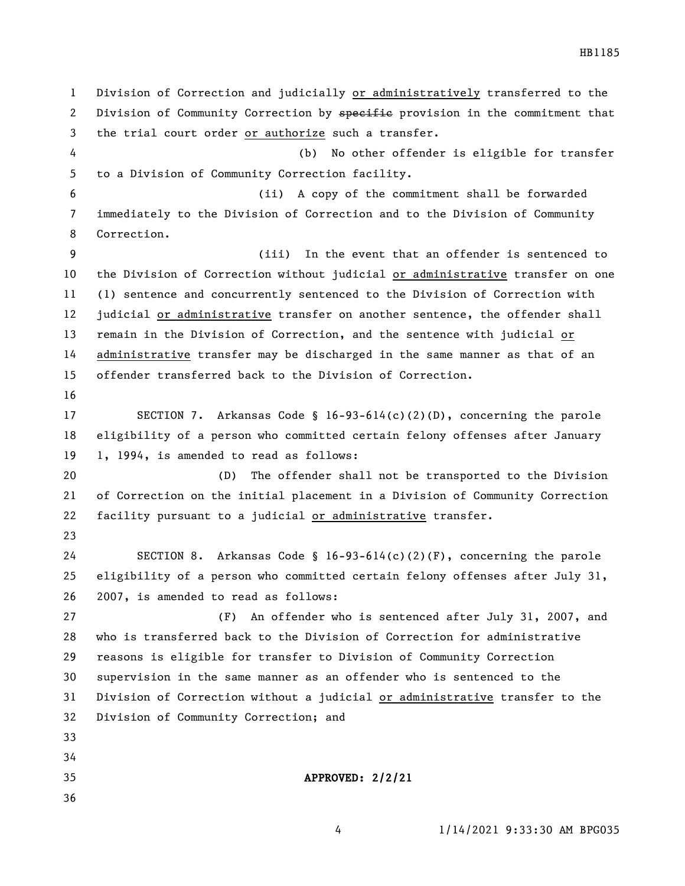Division of Correction and judicially or administratively transferred to the Division of Community Correction by ~~specific~~ provision in the commitment that the trial court order or authorize such a transfer.

(b) No other offender is eligible for transfer to a Division of Community Correction facility.

(ii) A copy of the commitment shall be forwarded immediately to the Division of Correction and to the Division of Community Correction.

(iii) In the event that an offender is sentenced to the Division of Correction without judicial or administrative transfer on one (1) sentence and concurrently sentenced to the Division of Correction with judicial or administrative transfer on another sentence, the offender shall remain in the Division of Correction, and the sentence with judicial or administrative transfer may be discharged in the same manner as that of an offender transferred back to the Division of Correction.

SECTION 7. Arkansas Code § 16-93-614(c)(2)(D), concerning the parole eligibility of a person who committed certain felony offenses after January 1, 1994, is amended to read as follows:

(D) The offender shall not be transported to the Division of Correction on the initial placement in a Division of Community Correction facility pursuant to a judicial or administrative transfer.

SECTION 8. Arkansas Code § 16-93-614(c)(2)(F), concerning the parole eligibility of a person who committed certain felony offenses after July 31, 2007, is amended to read as follows:

(F) An offender who is sentenced after July 31, 2007, and who is transferred back to the Division of Correction for administrative reasons is eligible for transfer to Division of Community Correction supervision in the same manner as an offender who is sentenced to the Division of Correction without a judicial or administrative transfer to the Division of Community Correction; and

**APPROVED: 2/2/21**